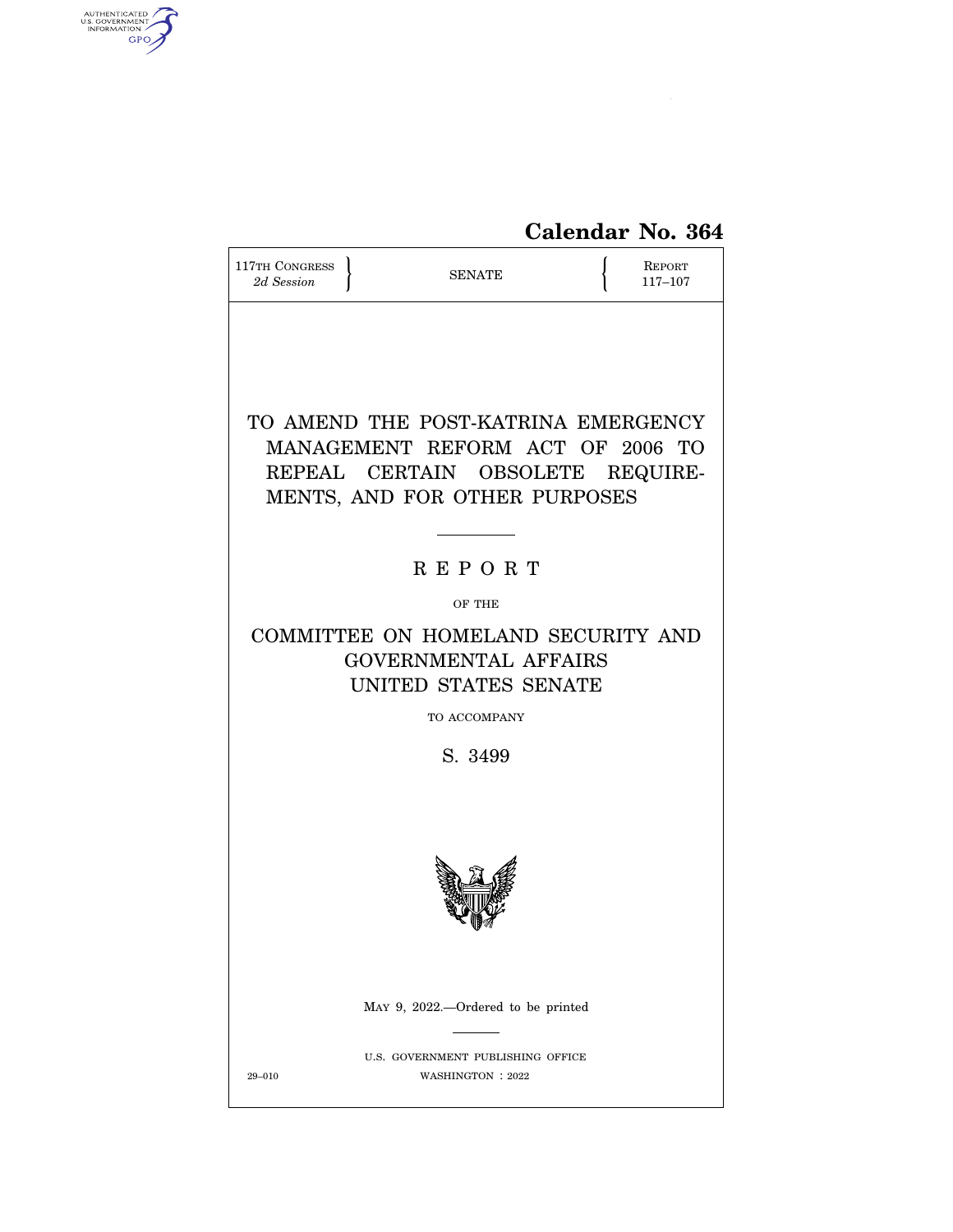# Calendar No. 364

117TH CONGRESS
*2d Session*

SENATE

REPORT
117–107

# TO AMEND THE POST-KATRINA EMERGENCY MANAGEMENT REFORM ACT OF 2006 TO REPEAL CERTAIN OBSOLETE REQUIREMENTS, AND FOR OTHER PURPOSES

## REPORT

OF THE

## COMMITTEE ON HOMELAND SECURITY AND GOVERNMENTAL AFFAIRS UNITED STATES SENATE

TO ACCOMPANY

## S. 3499

MAY 9, 2022.—Ordered to be printed

U.S. GOVERNMENT PUBLISHING OFFICE
29–010 WASHINGTON : 2022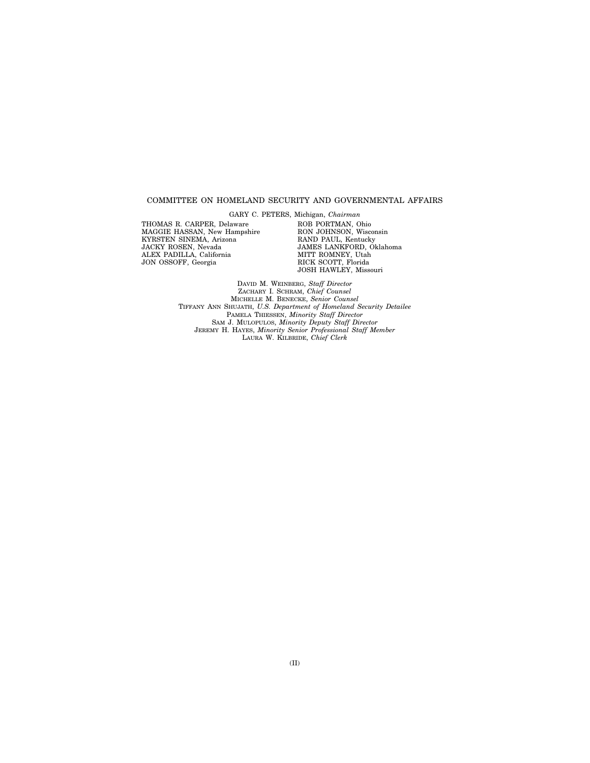## COMMITTEE ON HOMELAND SECURITY AND GOVERNMENTAL AFFAIRS

GARY C. PETERS, Michigan, *Chairman*

THOMAS R. CARPER, Delaware
MAGGIE HASSAN, New Hampshire
KYRSTEN SINEMA, Arizona
JACKY ROSEN, Nevada
ALEX PADILLA, California
JON OSSOFF, Georgia

ROB PORTMAN, Ohio
RON JOHNSON, Wisconsin
RAND PAUL, Kentucky
JAMES LANKFORD, Oklahoma
MITT ROMNEY, Utah
RICK SCOTT, Florida
JOSH HAWLEY, Missouri

DAVID M. WEINBERG, *Staff Director*
ZACHARY I. SCHRAM, *Chief Counsel*
MICHELLE M. BENECKE, *Senior Counsel*
TIFFANY ANN SHUJATH, *U.S. Department of Homeland Security Detailee*
PAMELA THIESSEN, *Minority Staff Director*
SAM J. MULOPULOS, *Minority Deputy Staff Director*
JEREMY H. HAYES, *Minority Senior Professional Staff Member*
LAURA W. KILBRIDE, *Chief Clerk*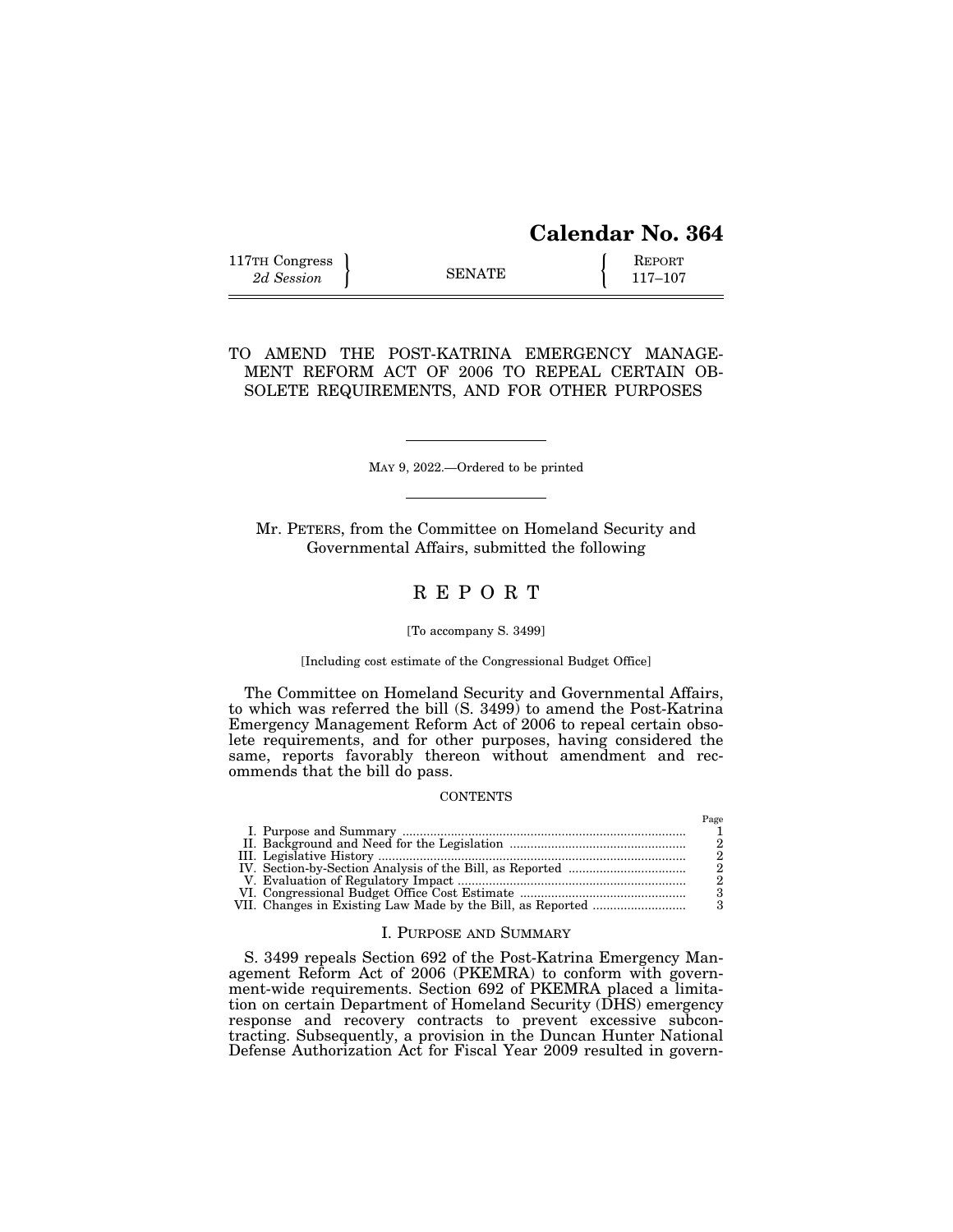# Calendar No. 364

117TH Congress
*2d Session*

SENATE

REPORT
117–107

## TO AMEND THE POST-KATRINA EMERGENCY MANAGEMENT REFORM ACT OF 2006 TO REPEAL CERTAIN OBSOLETE REQUIREMENTS, AND FOR OTHER PURPOSES

MAY 9, 2022.—Ordered to be printed

Mr. PETERS, from the Committee on Homeland Security and Governmental Affairs, submitted the following

## R E P O R T

[To accompany S. 3499]

[Including cost estimate of the Congressional Budget Office]

The Committee on Homeland Security and Governmental Affairs, to which was referred the bill (S. 3499) to amend the Post-Katrina Emergency Management Reform Act of 2006 to repeal certain obsolete requirements, and for other purposes, having considered the same, reports favorably thereon without amendment and recommends that the bill do pass.

CONTENTS

| | Page |
|---|---|
| I. Purpose and Summary | 1 |
| II. Background and Need for the Legislation | 2 |
| III. Legislative History | 2 |
| IV. Section-by-Section Analysis of the Bill, as Reported | 2 |
| V. Evaluation of Regulatory Impact | 2 |
| VI. Congressional Budget Office Cost Estimate | 3 |
| VII. Changes in Existing Law Made by the Bill, as Reported | 3 |

### I. PURPOSE AND SUMMARY

S. 3499 repeals Section 692 of the Post-Katrina Emergency Management Reform Act of 2006 (PKEMRA) to conform with government-wide requirements. Section 692 of PKEMRA placed a limitation on certain Department of Homeland Security (DHS) emergency response and recovery contracts to prevent excessive subcontracting. Subsequently, a provision in the Duncan Hunter National Defense Authorization Act for Fiscal Year 2009 resulted in govern-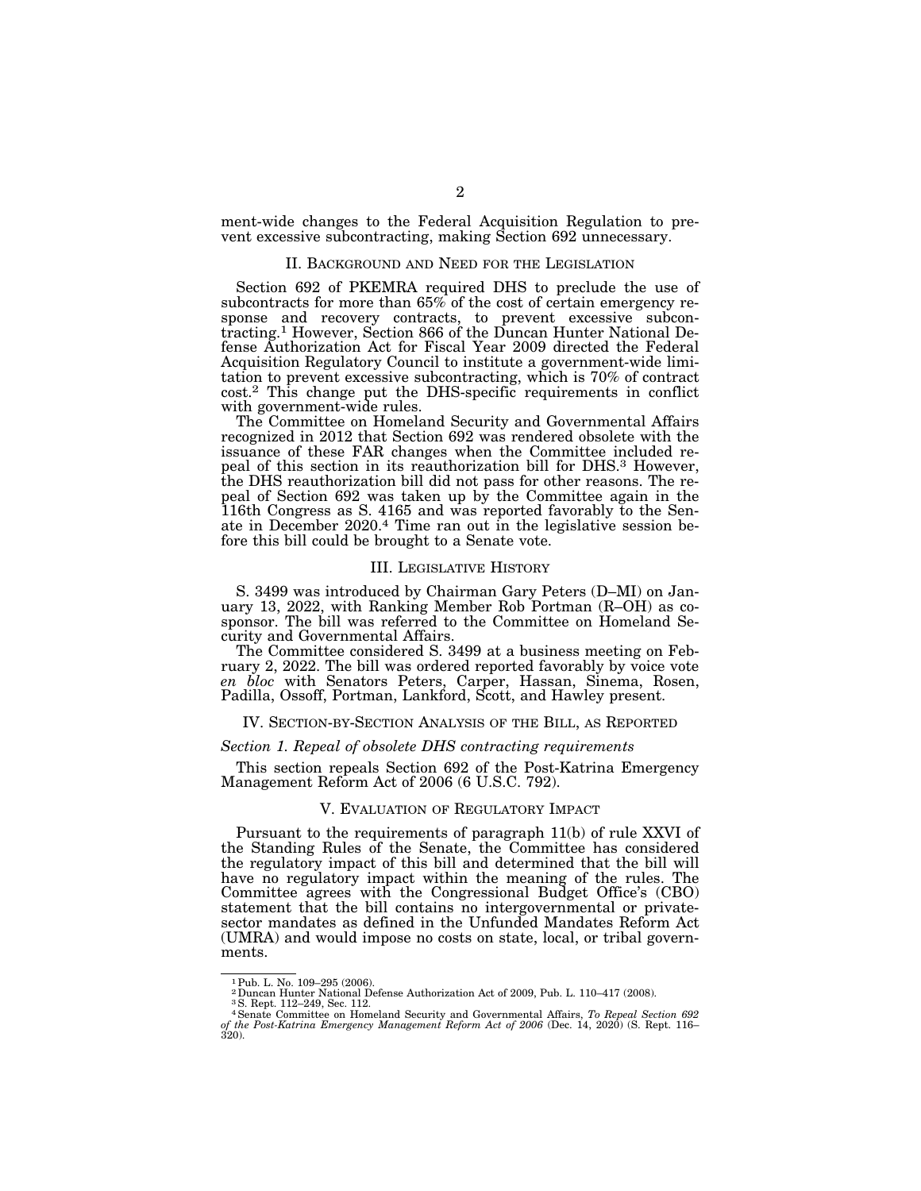ment-wide changes to the Federal Acquisition Regulation to prevent excessive subcontracting, making Section 692 unnecessary.

## II. Background and Need for the Legislation

Section 692 of PKEMRA required DHS to preclude the use of subcontracts for more than 65% of the cost of certain emergency response and recovery contracts, to prevent excessive subcontracting.[1] However, Section 866 of the Duncan Hunter National Defense Authorization Act for Fiscal Year 2009 directed the Federal Acquisition Regulatory Council to institute a government-wide limitation to prevent excessive subcontracting, which is 70% of contract cost.[2] This change put the DHS-specific requirements in conflict with government-wide rules.

The Committee on Homeland Security and Governmental Affairs recognized in 2012 that Section 692 was rendered obsolete with the issuance of these FAR changes when the Committee included repeal of this section in its reauthorization bill for DHS.[3] However, the DHS reauthorization bill did not pass for other reasons. The repeal of Section 692 was taken up by the Committee again in the 116th Congress as S. 4165 and was reported favorably to the Senate in December 2020.[4] Time ran out in the legislative session before this bill could be brought to a Senate vote.

## III. Legislative History

S. 3499 was introduced by Chairman Gary Peters (D–MI) on January 13, 2022, with Ranking Member Rob Portman (R–OH) as cosponsor. The bill was referred to the Committee on Homeland Security and Governmental Affairs.

The Committee considered S. 3499 at a business meeting on February 2, 2022. The bill was ordered reported favorably by voice vote *en bloc* with Senators Peters, Carper, Hassan, Sinema, Rosen, Padilla, Ossoff, Portman, Lankford, Scott, and Hawley present.

## IV. Section-by-Section Analysis of the Bill, as Reported

*Section 1. Repeal of obsolete DHS contracting requirements*

This section repeals Section 692 of the Post-Katrina Emergency Management Reform Act of 2006 (6 U.S.C. 792).

## V. Evaluation of Regulatory Impact

Pursuant to the requirements of paragraph 11(b) of rule XXVI of the Standing Rules of the Senate, the Committee has considered the regulatory impact of this bill and determined that the bill will have no regulatory impact within the meaning of the rules. The Committee agrees with the Congressional Budget Office's (CBO) statement that the bill contains no intergovernmental or private-sector mandates as defined in the Unfunded Mandates Reform Act (UMRA) and would impose no costs on state, local, or tribal governments.

---

[1] Pub. L. No. 109–295 (2006).

[2] Duncan Hunter National Defense Authorization Act of 2009, Pub. L. 110–417 (2008).

[3] S. Rept. 112–249, Sec. 112.

[4] Senate Committee on Homeland Security and Governmental Affairs, *To Repeal Section 692 of the Post-Katrina Emergency Management Reform Act of 2006* (Dec. 14, 2020) (S. Rept. 116–320).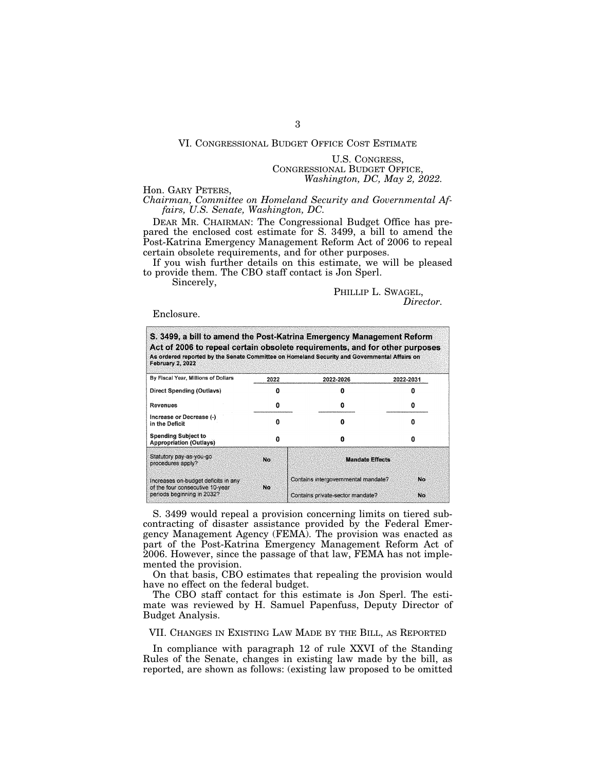## VI. CONGRESSIONAL BUDGET OFFICE COST ESTIMATE

U.S. CONGRESS,
CONGRESSIONAL BUDGET OFFICE,
*Washington, DC, May 2, 2022.*

Hon. GARY PETERS,
*Chairman, Committee on Homeland Security and Governmental Affairs, U.S. Senate, Washington, DC.*

DEAR MR. CHAIRMAN: The Congressional Budget Office has prepared the enclosed cost estimate for S. 3499, a bill to amend the Post-Katrina Emergency Management Reform Act of 2006 to repeal certain obsolete requirements, and for other purposes.

If you wish further details on this estimate, we will be pleased to provide them. The CBO staff contact is Jon Sperl.

Sincerely,

PHILLIP L. SWAGEL,
*Director.*

Enclosure.

**S. 3499, a bill to amend the Post-Katrina Emergency Management Reform Act of 2006 to repeal certain obsolete requirements, and for other purposes**

**As ordered reported by the Senate Committee on Homeland Security and Governmental Affairs on February 2, 2022**

| By Fiscal Year, Millions of Dollars | 2022 | 2022-2026 | 2022-2031 |
|---|---|---|---|
| Direct Spending (Outlays) | 0 | 0 | 0 |
| Revenues | 0 | 0 | 0 |
| Increase or Decrease (-) in the Deficit | 0 | 0 | 0 |
| Spending Subject to Appropriation (Outlays) | 0 | 0 | 0 |

| | | Mandate Effects | |
|---|---|---|---|
| Statutory pay-as-you-go procedures apply? | No | | |
| Increases on-budget deficits in any of the four consecutive 10-year periods beginning in 2032? | No | Contains intergovernmental mandate? | No |
| | | Contains private-sector mandate? | No |

S. 3499 would repeal a provision concerning limits on tiered subcontracting of disaster assistance provided by the Federal Emergency Management Agency (FEMA). The provision was enacted as part of the Post-Katrina Emergency Management Reform Act of 2006. However, since the passage of that law, FEMA has not implemented the provision.

On that basis, CBO estimates that repealing the provision would have no effect on the federal budget.

The CBO staff contact for this estimate is Jon Sperl. The estimate was reviewed by H. Samuel Papenfuss, Deputy Director of Budget Analysis.

## VII. CHANGES IN EXISTING LAW MADE BY THE BILL, AS REPORTED

In compliance with paragraph 12 of rule XXVI of the Standing Rules of the Senate, changes in existing law made by the bill, as reported, are shown as follows: (existing law proposed to be omitted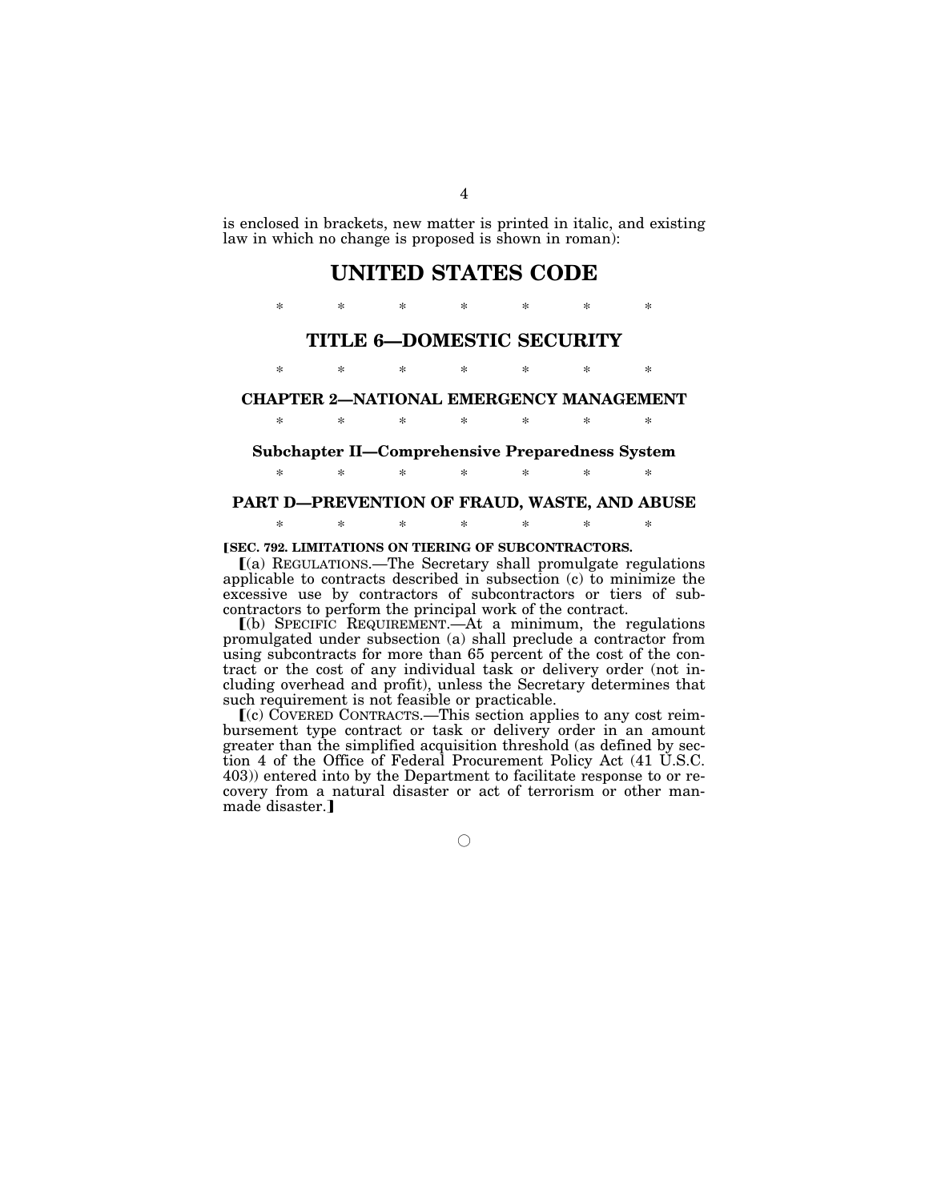is enclosed in brackets, new matter is printed in italic, and existing law in which no change is proposed is shown in roman):

# UNITED STATES CODE

\* \* \* \* \* \* \*

## TITLE 6—DOMESTIC SECURITY

\* \* \* \* \* \* \*

### CHAPTER 2—NATIONAL EMERGENCY MANAGEMENT

\* \* \* \* \* \* \*

### Subchapter II—Comprehensive Preparedness System

\* \* \* \* \* \* \*

### PART D—PREVENTION OF FRAUD, WASTE, AND ABUSE

\* \* \* \* \* \* \*

**[SEC. 792. LIMITATIONS ON TIERING OF SUBCONTRACTORS.**

[(a) REGULATIONS.—The Secretary shall promulgate regulations applicable to contracts described in subsection (c) to minimize the excessive use by contractors of subcontractors or tiers of subcontractors to perform the principal work of the contract.

[(b) SPECIFIC REQUIREMENT.—At a minimum, the regulations promulgated under subsection (a) shall preclude a contractor from using subcontracts for more than 65 percent of the cost of the contract or the cost of any individual task or delivery order (not including overhead and profit), unless the Secretary determines that such requirement is not feasible or practicable.

[(c) COVERED CONTRACTS.—This section applies to any cost reimbursement type contract or task or delivery order in an amount greater than the simplified acquisition threshold (as defined by section 4 of the Office of Federal Procurement Policy Act (41 U.S.C. 403)) entered into by the Department to facilitate response to or recovery from a natural disaster or act of terrorism or other manmade disaster.]

○